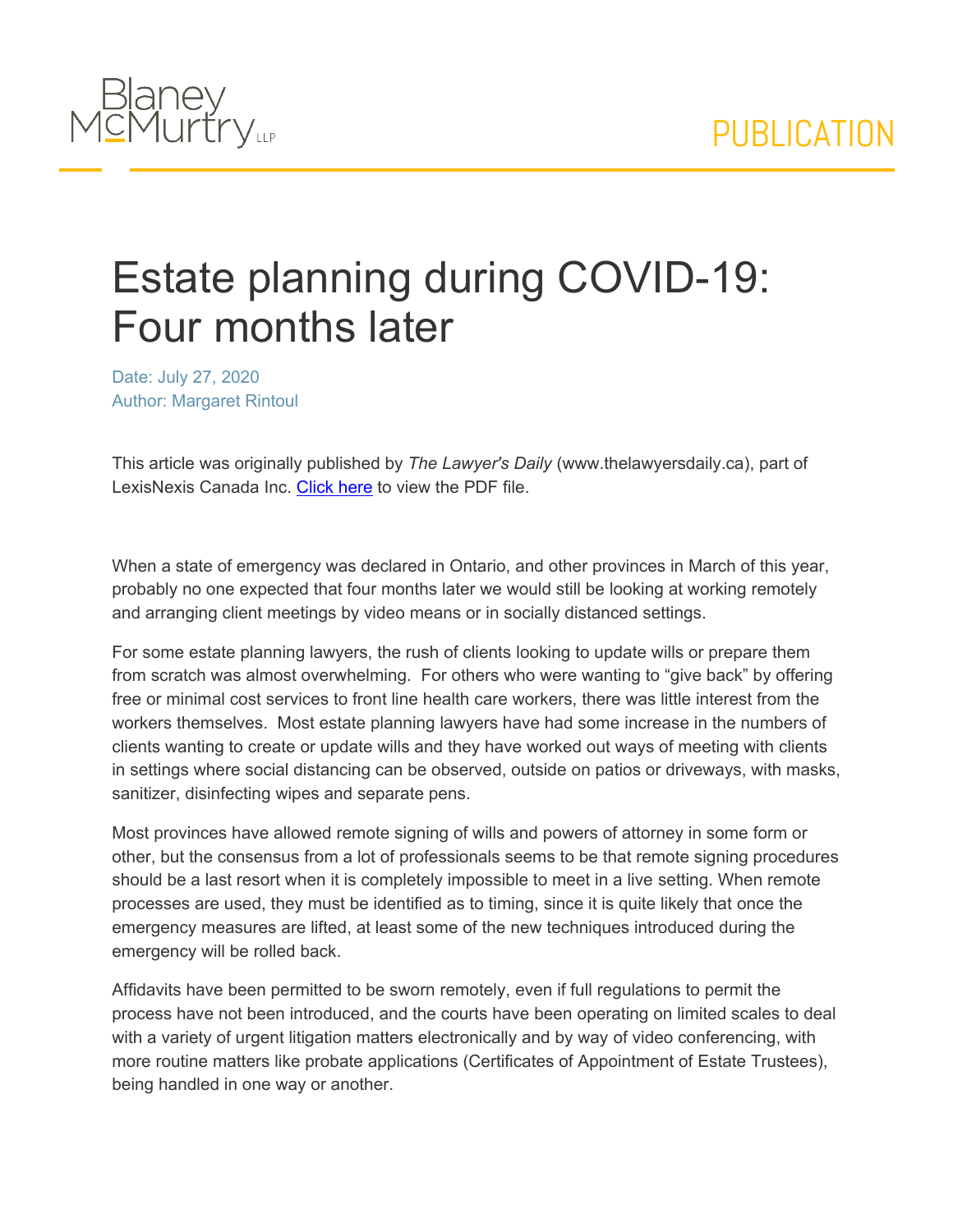Blaney McMurtry LLP

PUBLICATION

# Estate planning during COVID-19: Four months later

Date: July 27, 2020
Author: Margaret Rintoul

This article was originally published by *The Lawyer's Daily* (www.thelawyersdaily.ca), part of LexisNexis Canada Inc. Click here to view the PDF file.

When a state of emergency was declared in Ontario, and other provinces in March of this year, probably no one expected that four months later we would still be looking at working remotely and arranging client meetings by video means or in socially distanced settings.

For some estate planning lawyers, the rush of clients looking to update wills or prepare them from scratch was almost overwhelming. For others who were wanting to "give back" by offering free or minimal cost services to front line health care workers, there was little interest from the workers themselves. Most estate planning lawyers have had some increase in the numbers of clients wanting to create or update wills and they have worked out ways of meeting with clients in settings where social distancing can be observed, outside on patios or driveways, with masks, sanitizer, disinfecting wipes and separate pens.

Most provinces have allowed remote signing of wills and powers of attorney in some form or other, but the consensus from a lot of professionals seems to be that remote signing procedures should be a last resort when it is completely impossible to meet in a live setting. When remote processes are used, they must be identified as to timing, since it is quite likely that once the emergency measures are lifted, at least some of the new techniques introduced during the emergency will be rolled back.

Affidavits have been permitted to be sworn remotely, even if full regulations to permit the process have not been introduced, and the courts have been operating on limited scales to deal with a variety of urgent litigation matters electronically and by way of video conferencing, with more routine matters like probate applications (Certificates of Appointment of Estate Trustees), being handled in one way or another.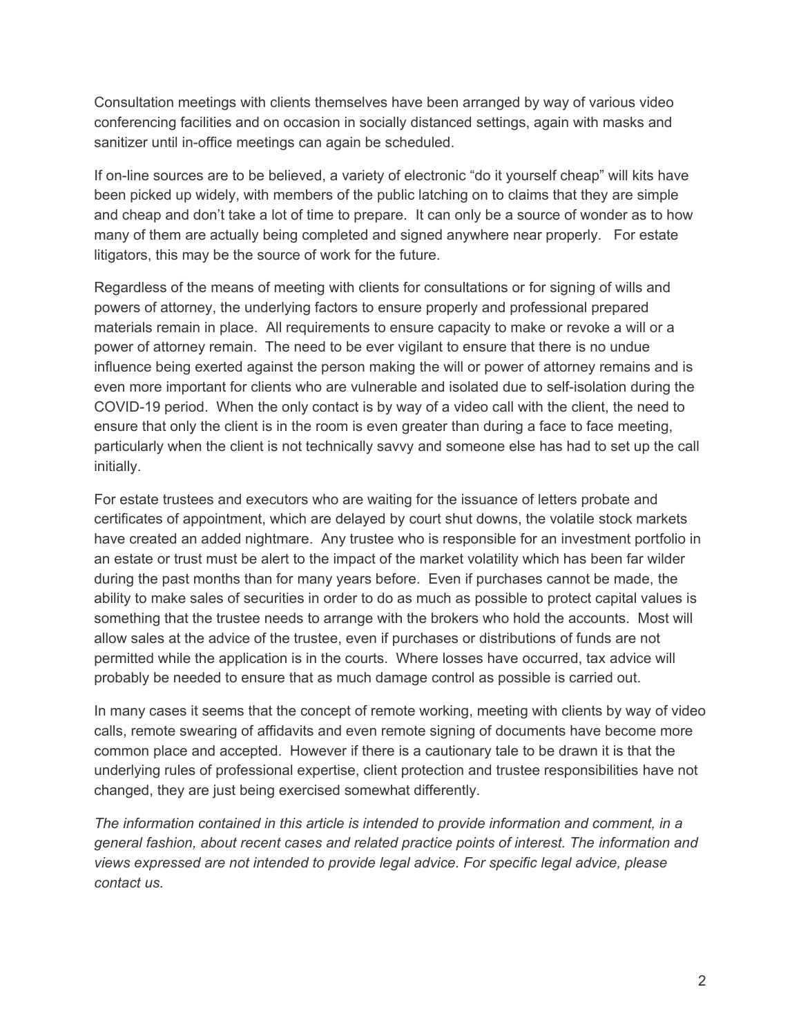Consultation meetings with clients themselves have been arranged by way of various video conferencing facilities and on occasion in socially distanced settings, again with masks and sanitizer until in-office meetings can again be scheduled.

If on-line sources are to be believed, a variety of electronic "do it yourself cheap" will kits have been picked up widely, with members of the public latching on to claims that they are simple and cheap and don't take a lot of time to prepare. It can only be a source of wonder as to how many of them are actually being completed and signed anywhere near properly. For estate litigators, this may be the source of work for the future.

Regardless of the means of meeting with clients for consultations or for signing of wills and powers of attorney, the underlying factors to ensure properly and professional prepared materials remain in place. All requirements to ensure capacity to make or revoke a will or a power of attorney remain. The need to be ever vigilant to ensure that there is no undue influence being exerted against the person making the will or power of attorney remains and is even more important for clients who are vulnerable and isolated due to self-isolation during the COVID-19 period. When the only contact is by way of a video call with the client, the need to ensure that only the client is in the room is even greater than during a face to face meeting, particularly when the client is not technically savvy and someone else has had to set up the call initially.

For estate trustees and executors who are waiting for the issuance of letters probate and certificates of appointment, which are delayed by court shut downs, the volatile stock markets have created an added nightmare. Any trustee who is responsible for an investment portfolio in an estate or trust must be alert to the impact of the market volatility which has been far wilder during the past months than for many years before. Even if purchases cannot be made, the ability to make sales of securities in order to do as much as possible to protect capital values is something that the trustee needs to arrange with the brokers who hold the accounts. Most will allow sales at the advice of the trustee, even if purchases or distributions of funds are not permitted while the application is in the courts. Where losses have occurred, tax advice will probably be needed to ensure that as much damage control as possible is carried out.

In many cases it seems that the concept of remote working, meeting with clients by way of video calls, remote swearing of affidavits and even remote signing of documents have become more common place and accepted. However if there is a cautionary tale to be drawn it is that the underlying rules of professional expertise, client protection and trustee responsibilities have not changed, they are just being exercised somewhat differently.

*The information contained in this article is intended to provide information and comment, in a general fashion, about recent cases and related practice points of interest. The information and views expressed are not intended to provide legal advice. For specific legal advice, please contact us.*